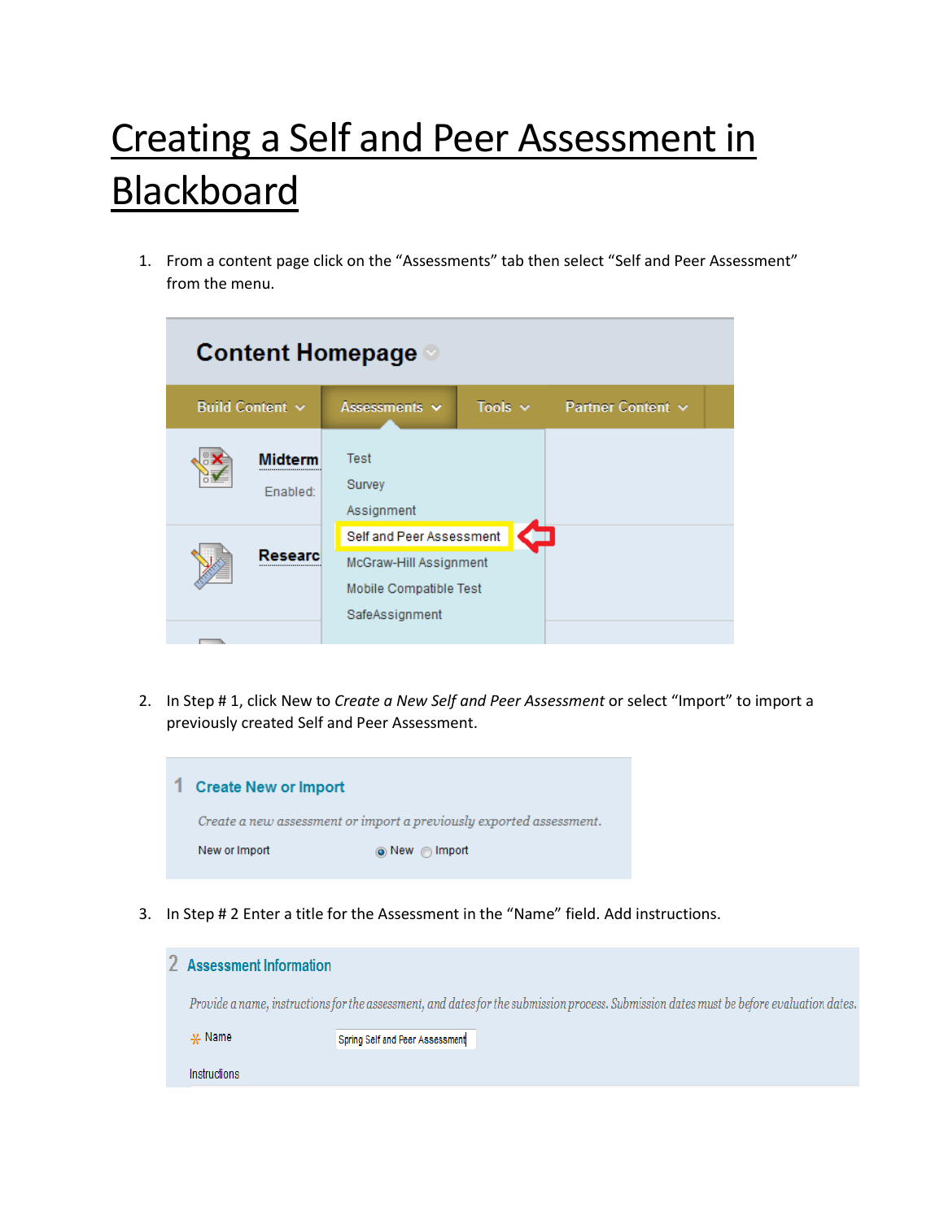# Creating a Self and Peer Assessment in Blackboard

1. From a content page click on the "Assessments" tab then select "Self and Peer Assessment" from the menu.

2. In Step # 1, click New to *Create a New Self and Peer Assessment* or select "Import" to import a previously created Self and Peer Assessment.

3. In Step # 2 Enter a title for the Assessment in the "Name" field. Add instructions.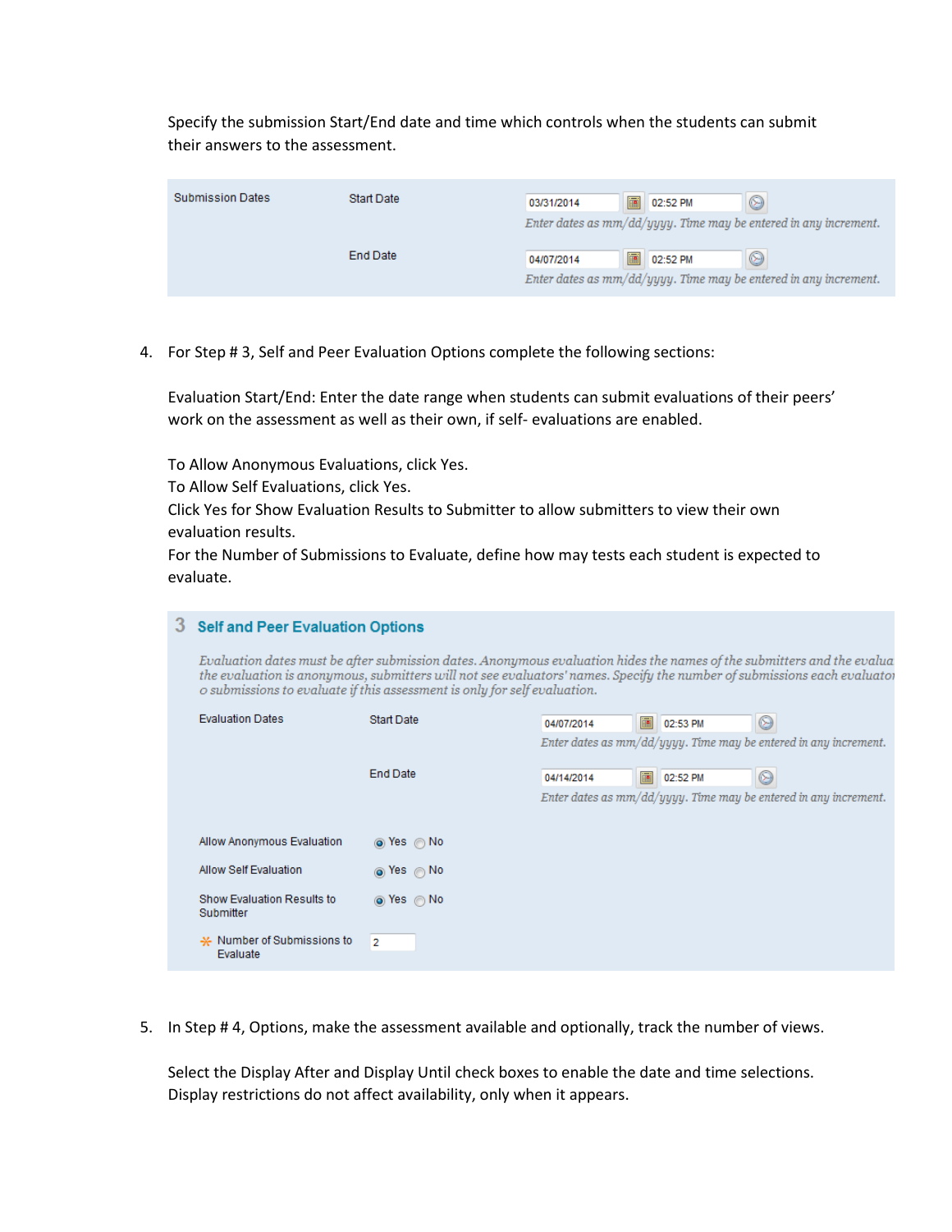Specify the submission Start/End date and time which controls when the students can submit their answers to the assessment.

| Submission Dates | Start Date | 03/31/2014 02:52 PM<br>*Enter dates as mm/dd/yyyy. Time may be entered in any increment.* |
| --- | --- | --- |
| | End Date | 04/07/2014 02:52 PM<br>*Enter dates as mm/dd/yyyy. Time may be entered in any increment.* |

4. For Step # 3, Self and Peer Evaluation Options complete the following sections:

   Evaluation Start/End: Enter the date range when students can submit evaluations of their peers' work on the assessment as well as their own, if self- evaluations are enabled.

   To Allow Anonymous Evaluations, click Yes.
   To Allow Self Evaluations, click Yes.
   Click Yes for Show Evaluation Results to Submitter to allow submitters to view their own evaluation results.
   For the Number of Submissions to Evaluate, define how may tests each student is expected to evaluate.

**3 Self and Peer Evaluation Options**

*Evaluation dates must be after submission dates. Anonymous evaluation hides the names of the submitters and the evalua the evaluation is anonymous, submitters will not see evaluators' names. Specify the number of submissions each evaluato o submissions to evaluate if this assessment is only for self evaluation.*

| Evaluation Dates | Start Date | 04/07/2014 02:53 PM<br>*Enter dates as mm/dd/yyyy. Time may be entered in any increment.* |
| --- | --- | --- |
| | End Date | 04/14/2014 02:52 PM<br>*Enter dates as mm/dd/yyyy. Time may be entered in any increment.* |
| Allow Anonymous Evaluation | ◉ Yes ○ No | |
| Allow Self Evaluation | ◉ Yes ○ No | |
| Show Evaluation Results to Submitter | ◉ Yes ○ No | |
| * Number of Submissions to Evaluate | 2 | |

5. In Step # 4, Options, make the assessment available and optionally, track the number of views.

   Select the Display After and Display Until check boxes to enable the date and time selections. Display restrictions do not affect availability, only when it appears.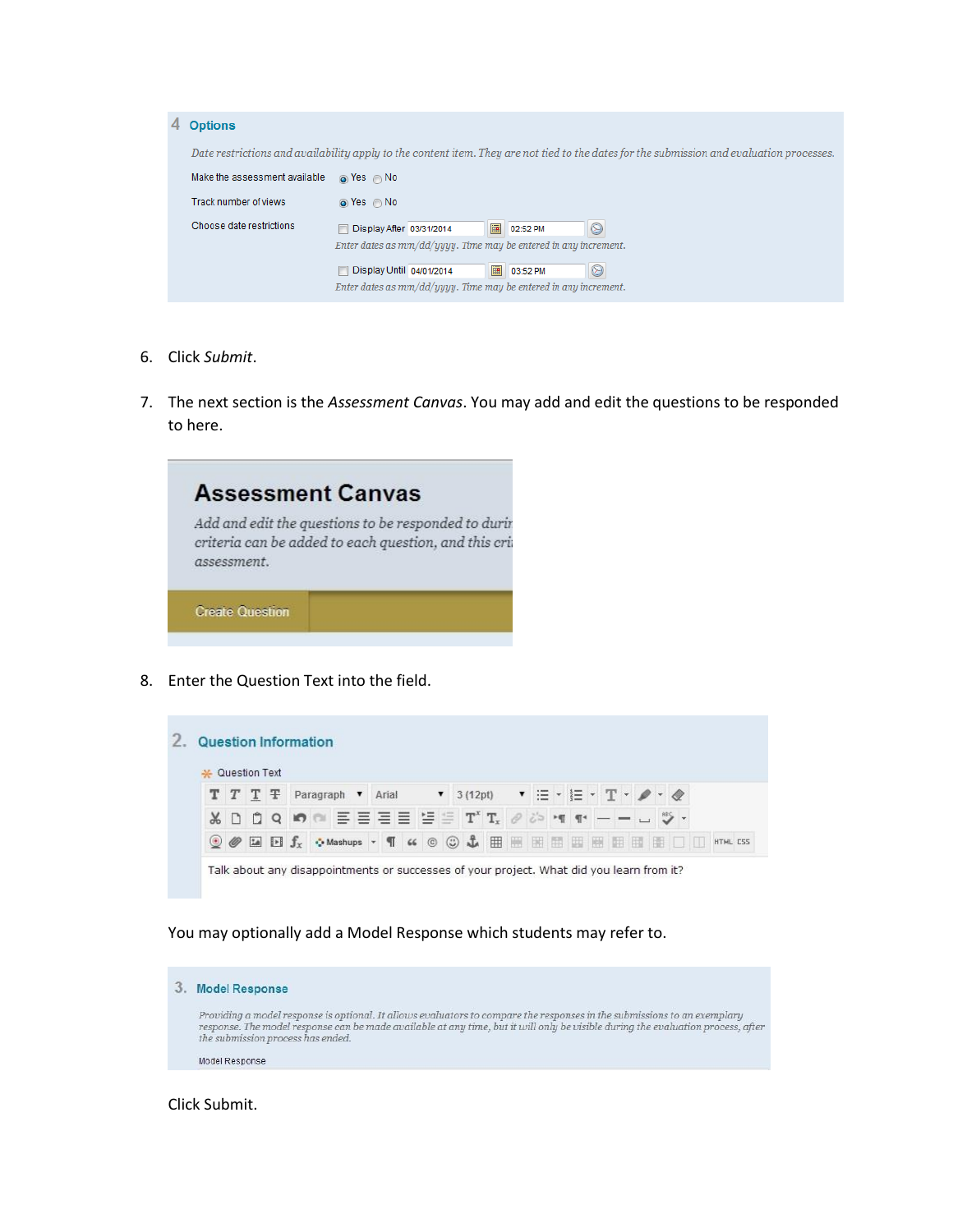**4 Options**

*Date restrictions and availability apply to the content item. They are not tied to the dates for the submission and evaluation processes.*

Make the assessment available ◉ Yes ○ No

Track number of views ◉ Yes ○ No

Choose date restrictions ☐ Display After 03/31/2014 02:52 PM

*Enter dates as mm/dd/yyyy. Time may be entered in any increment.*

☐ Display Until 04/01/2014 03:52 PM

*Enter dates as mm/dd/yyyy. Time may be entered in any increment.*

6. Click *Submit*.
7. The next section is the *Assessment Canvas*. You may add and edit the questions to be responded to here.

**Assessment Canvas**

*Add and edit the questions to be responded to durir criteria can be added to each question, and this cri assessment.*

Create Question

8. Enter the Question Text into the field.

**2. Question Information**

\* Question Text

Talk about any disappointments or successes of your project. What did you learn from it?

You may optionally add a Model Response which students may refer to.

**3. Model Response**

*Providing a model response is optional. It allows evaluators to compare the responses in the submissions to an exemplary response. The model response can be made available at any time, but it will only be visible during the evaluation process, after the submission process has ended.*

Model Response

Click Submit.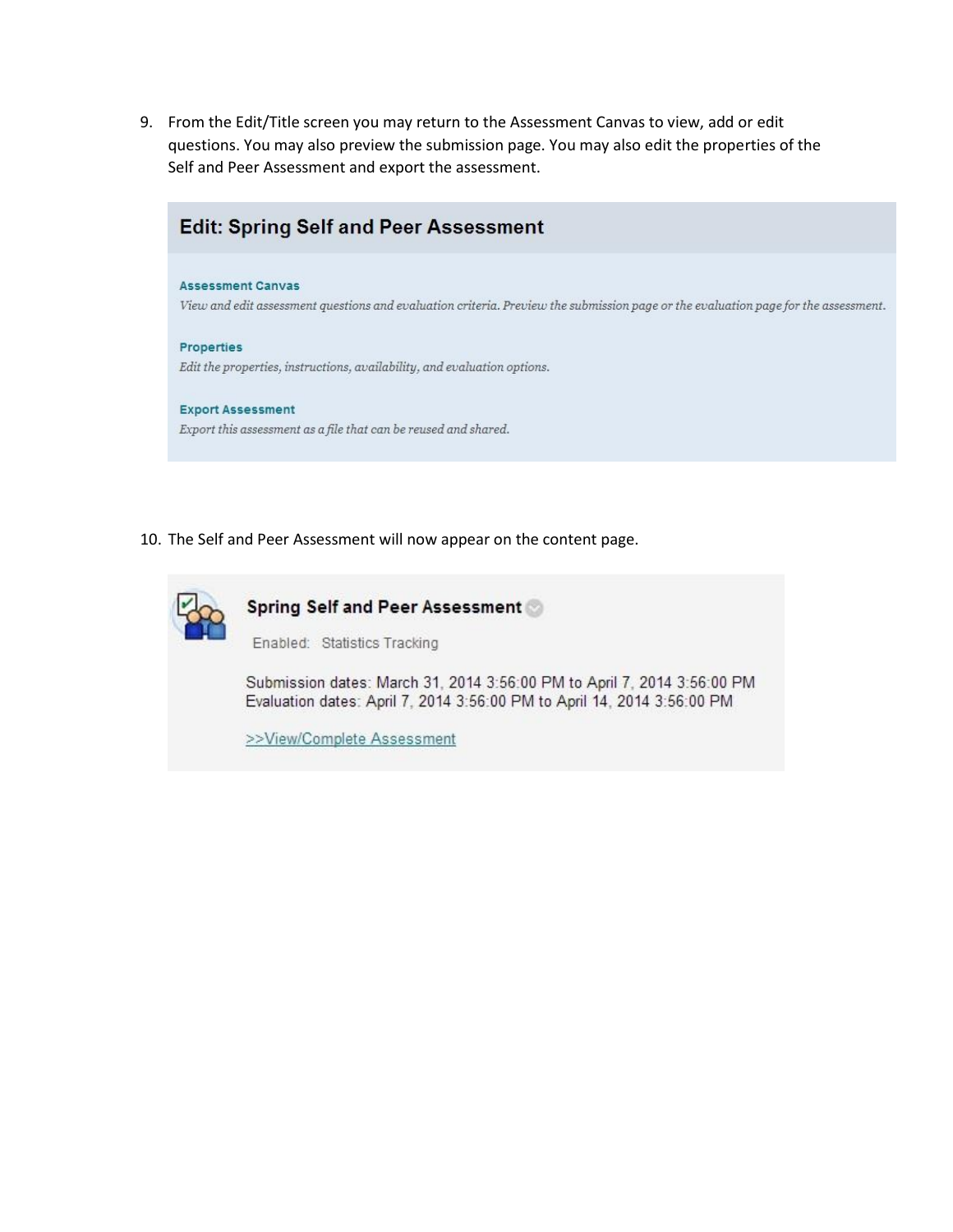9. From the Edit/Title screen you may return to the Assessment Canvas to view, add or edit questions. You may also preview the submission page. You may also edit the properties of the Self and Peer Assessment and export the assessment.

**Edit: Spring Self and Peer Assessment**

**Assessment Canvas**
*View and edit assessment questions and evaluation criteria. Preview the submission page or the evaluation page for the assessment.*

**Properties**
*Edit the properties, instructions, availability, and evaluation options.*

**Export Assessment**
*Export this assessment as a file that can be reused and shared.*

10. The Self and Peer Assessment will now appear on the content page.

**Spring Self and Peer Assessment**

Enabled: Statistics Tracking

Submission dates: March 31, 2014 3:56:00 PM to April 7, 2014 3:56:00 PM
Evaluation dates: April 7, 2014 3:56:00 PM to April 14, 2014 3:56:00 PM

>>View/Complete Assessment